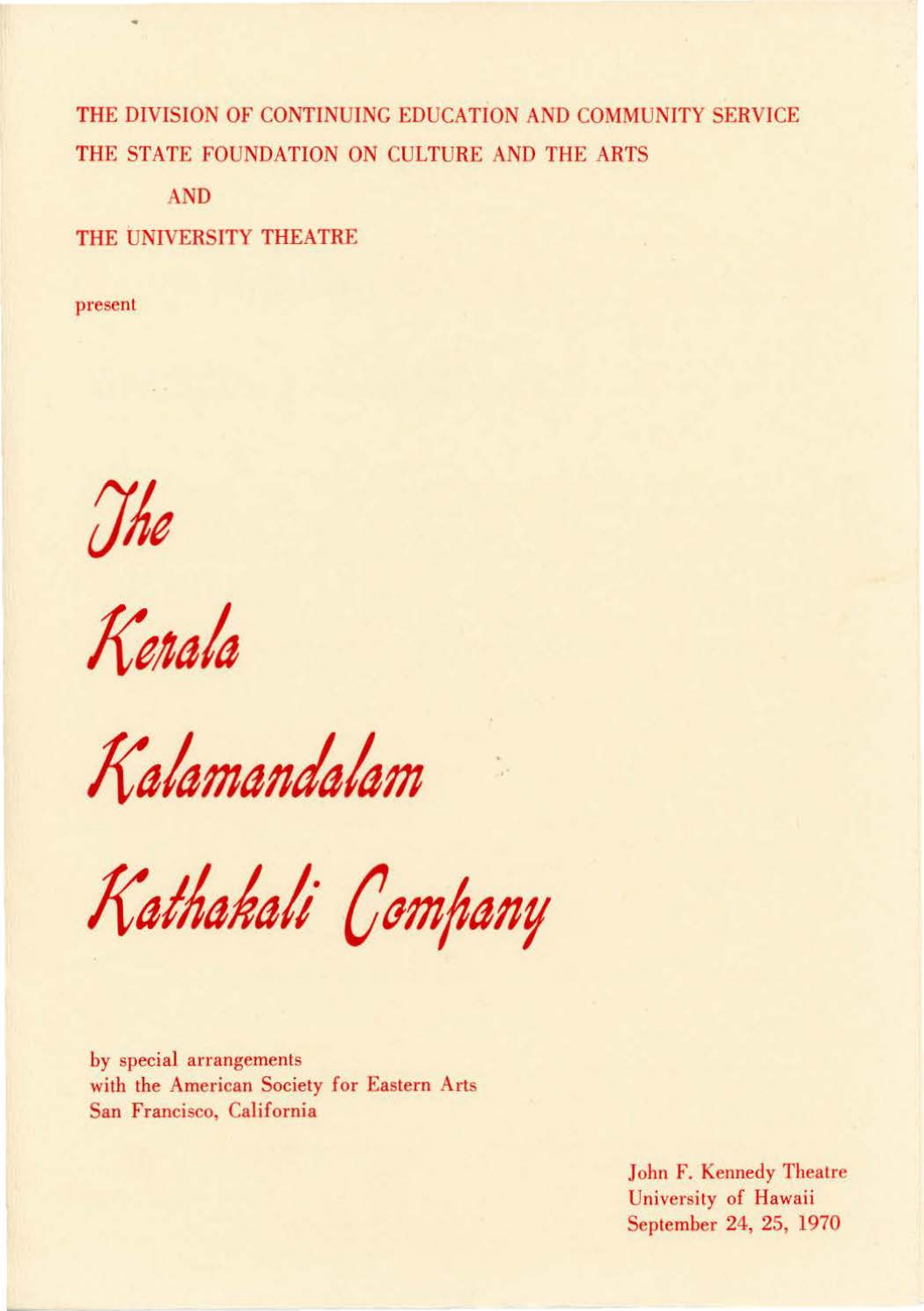THE DIVISION OF CONTINUING EDUCATION AND COMMUNITY SERVICE
THE STATE FOUNDATION ON CULTURE AND THE ARTS

AND

THE UNIVERSITY THEATRE

present

# *The Kerala Kalamandalam Kathakali Company*

by special arrangements
with the American Society for Eastern Arts
San Francisco, California

John F. Kennedy Theatre
University of Hawaii
September 24, 25, 1970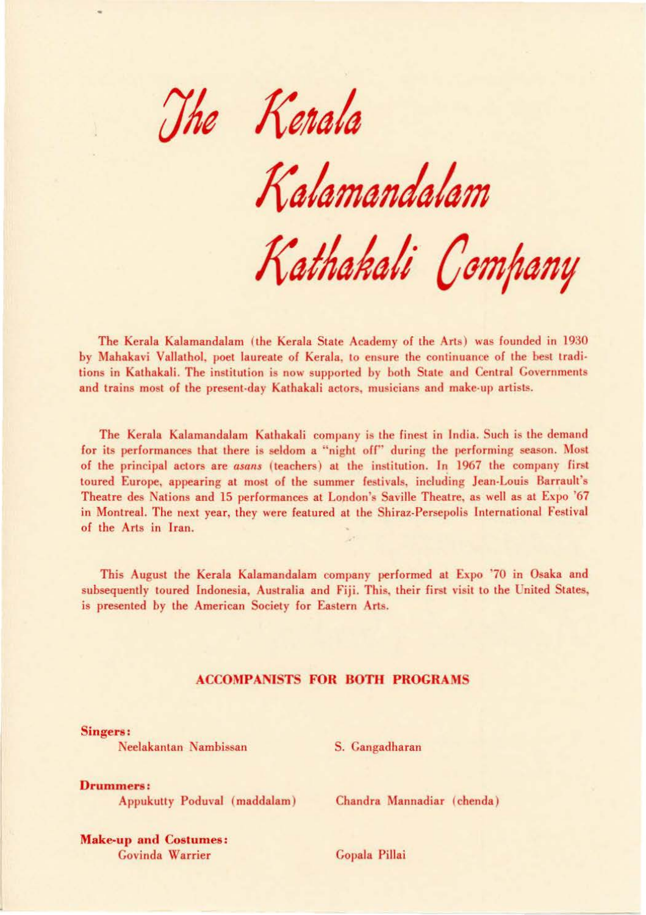# The Kerala Kalamandalam Kathakali Company

The Kerala Kalamandalam (the Kerala State Academy of the Arts) was founded in 1930 by Mahakavi Vallathol, poet laureate of Kerala, to ensure the continuance of the best traditions in Kathakali. The institution is now supported by both State and Central Governments and trains most of the present-day Kathakali actors, musicians and make-up artists.

The Kerala Kalamandalam Kathakali company is the finest in India. Such is the demand for its performances that there is seldom a "night off" during the performing season. Most of the principal actors are *asans* (teachers) at the institution. In 1967 the company first toured Europe, appearing at most of the summer festivals, including Jean-Louis Barrault's Theatre des Nations and 15 performances at London's Saville Theatre, as well as at Expo '67 in Montreal. The next year, they were featured at the Shiraz-Persepolis International Festival of the Arts in Iran.

This August the Kerala Kalamandalam company performed at Expo '70 in Osaka and subsequently toured Indonesia, Australia and Fiji. This, their first visit to the United States, is presented by the American Society for Eastern Arts.

## ACCOMPANISTS FOR BOTH PROGRAMS

**Singers:**
Neelakantan Nambissan
S. Gangadharan

**Drummers:**
Appukutty Poduval (maddalam)
Chandra Mannadiar (chenda)

**Make-up and Costumes:**
Govinda Warrier
Gopala Pillai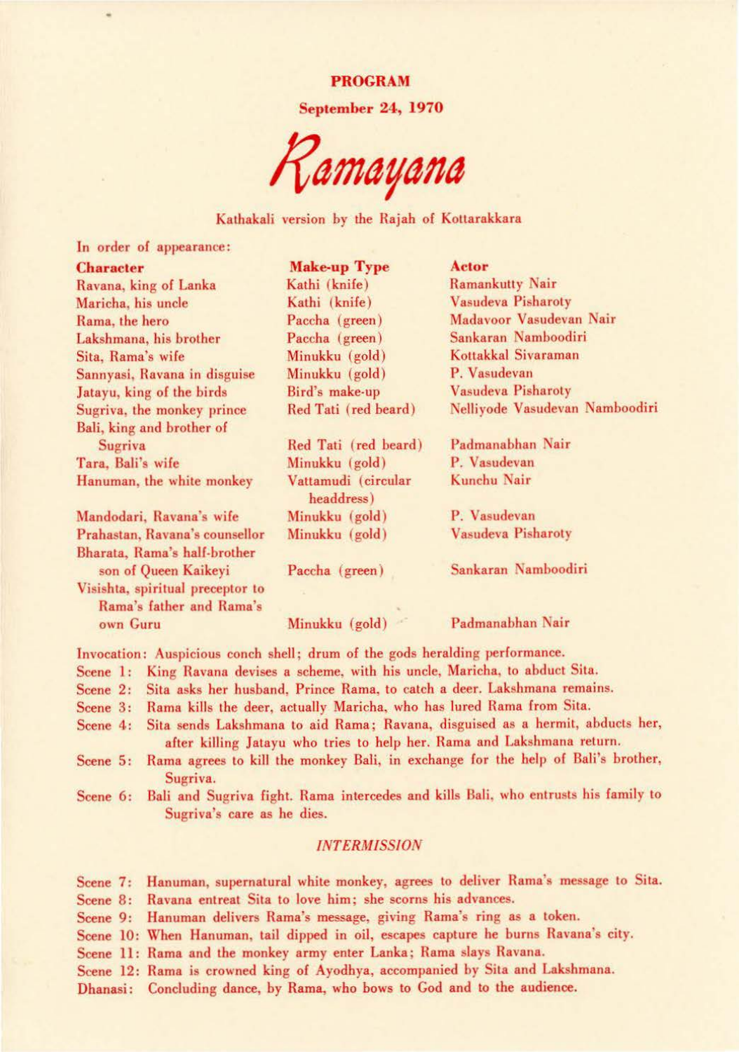# PROGRAM

**September 24, 1970**

## *Ramayana*

Kathakali version by the Rajah of Kottarakkara

In order of appearance:

| Character | Make-up Type | Actor |
|---|---|---|
| Ravana, king of Lanka | Kathi (knife) | Ramankutty Nair |
| Maricha, his uncle | Kathi (knife) | Vasudeva Pisharoty |
| Rama, the hero | Paccha (green) | Madavoor Vasudevan Nair |
| Lakshmana, his brother | Paccha (green) | Sankaran Namboodiri |
| Sita, Rama's wife | Minukku (gold) | Kottakkal Sivaraman |
| Sannyasi, Ravana in disguise | Minukku (gold) | P. Vasudevan |
| Jatayu, king of the birds | Bird's make-up | Vasudeva Pisharoty |
| Sugriva, the monkey prince | Red Tati (red beard) | Nelliyode Vasudevan Namboodiri |
| Bali, king and brother of Sugriva | Red Tati (red beard) | Padmanabhan Nair |
| Tara, Bali's wife | Minukku (gold) | P. Vasudevan |
| Hanuman, the white monkey | Vattamudi (circular headdress) | Kunchu Nair |
| Mandodari, Ravana's wife | Minukku (gold) | P. Vasudevan |
| Prahastan, Ravana's counsellor | Minukku (gold) | Vasudeva Pisharoty |
| Bharata, Rama's half-brother son of Queen Kaikeyi | Paccha (green) | Sankaran Namboodiri |
| Visishta, spiritual preceptor to Rama's father and Rama's own Guru | Minukku (gold) | Padmanabhan Nair |

Invocation: Auspicious conch shell; drum of the gods heralding performance.

Scene 1: King Ravana devises a scheme, with his uncle, Maricha, to abduct Sita.

Scene 2: Sita asks her husband, Prince Rama, to catch a deer. Lakshmana remains.

Scene 3: Rama kills the deer, actually Maricha, who has lured Rama from Sita.

Scene 4: Sita sends Lakshmana to aid Rama; Ravana, disguised as a hermit, abducts her, after killing Jatayu who tries to help her. Rama and Lakshmana return.

Scene 5: Rama agrees to kill the monkey Bali, in exchange for the help of Bali's brother, Sugriva.

Scene 6: Bali and Sugriva fight. Rama intercedes and kills Bali, who entrusts his family to Sugriva's care as he dies.

*INTERMISSION*

Scene 7: Hanuman, supernatural white monkey, agrees to deliver Rama's message to Sita.

Scene 8: Ravana entreat Sita to love him; she scorns his advances.

Scene 9: Hanuman delivers Rama's message, giving Rama's ring as a token.

Scene 10: When Hanuman, tail dipped in oil, escapes capture he burns Ravana's city.

Scene 11: Rama and the monkey army enter Lanka; Rama slays Ravana.

Scene 12: Rama is crowned king of Ayodhya, accompanied by Sita and Lakshmana.

Dhanasi: Concluding dance, by Rama, who bows to God and to the audience.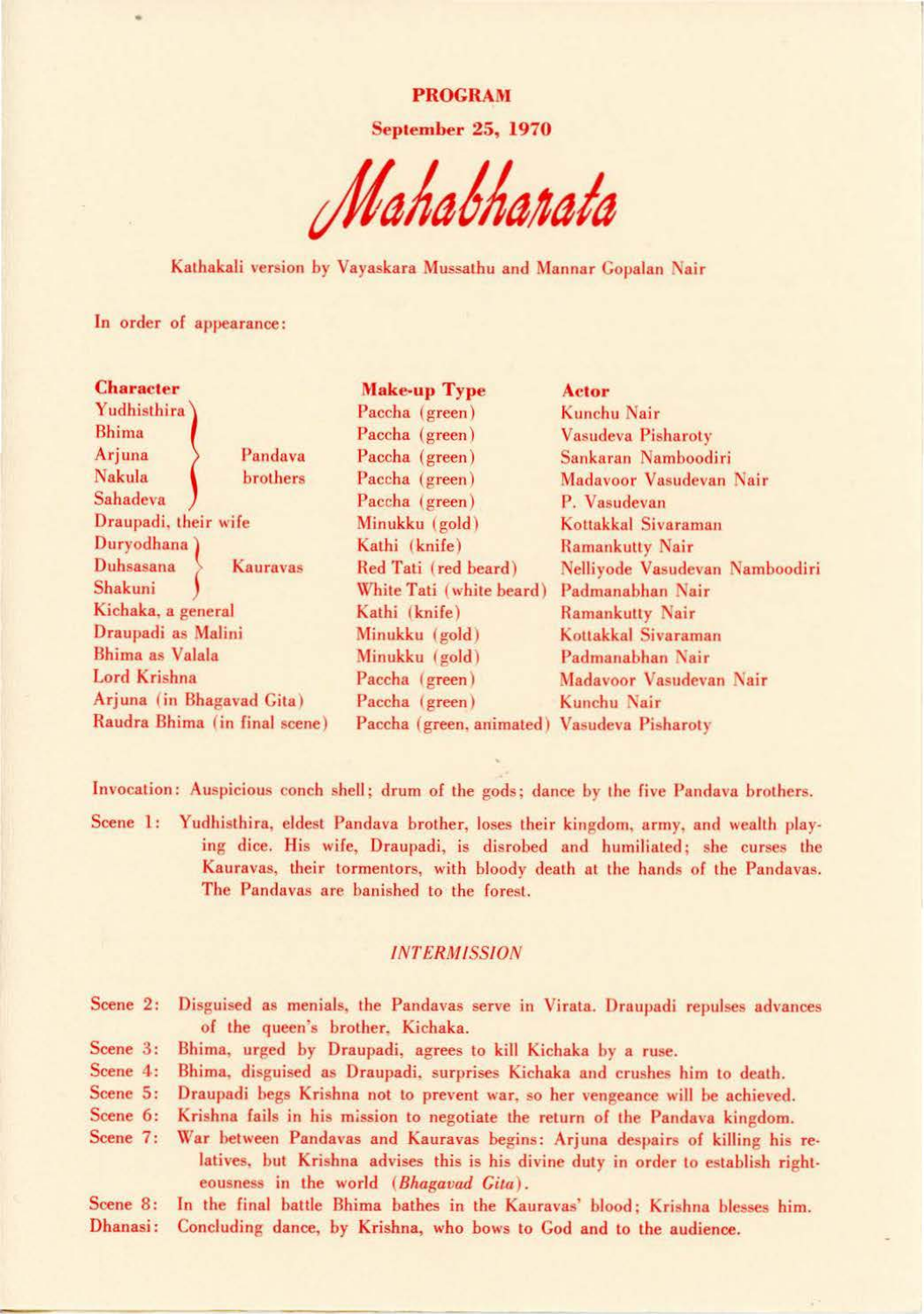**PROGRAM**

**September 25, 1970**

# *Mahabharata*

Kathakali version by Vayaskara Mussathu and Mannar Gopalan Nair

In order of appearance:

| Character | | Make-up Type | Actor |
|---|---|---|---|
| Yudhisthira | Pandava brothers | Paccha (green) | Kunchu Nair |
| Bhima | | Paccha (green) | Vasudeva Pisharoty |
| Arjuna | | Paccha (green) | Sankaran Namboodiri |
| Nakula | | Paccha (green) | Madavoor Vasudevan Nair |
| Sahadeva | | Paccha (green) | P. Vasudevan |
| Draupadi, their wife | | Minukku (gold) | Kottakkal Sivaraman |
| Duryodhana | Kauravas | Kathi (knife) | Ramankutty Nair |
| Duhsasana | | Red Tati (red beard) | Nelliyode Vasudevan Namboodiri |
| Shakuni | | White Tati (white beard) | Padmanabhan Nair |
| Kichaka, a general | | Kathi (knife) | Ramankutty Nair |
| Draupadi as Malini | | Minukku (gold) | Kottakkal Sivaraman |
| Bhima as Valala | | Minukku (gold) | Padmanabhan Nair |
| Lord Krishna | | Paccha (green) | Madavoor Vasudevan Nair |
| Arjuna (in Bhagavad Gita) | | Paccha (green) | Kunchu Nair |
| Raudra Bhima (in final scene) | | Paccha (green, animated) | Vasudeva Pisharoty |

Invocation: Auspicious conch shell; drum of the gods; dance by the five Pandava brothers.

Scene 1: Yudhisthira, eldest Pandava brother, loses their kingdom, army, and wealth playing dice. His wife, Draupadi, is disrobed and humiliated; she curses the Kauravas, their tormentors, with bloody death at the hands of the Pandavas. The Pandavas are banished to the forest.

*INTERMISSION*

Scene 2: Disguised as menials, the Pandavas serve in Virata. Draupadi repulses advances of the queen's brother, Kichaka.

Scene 3: Bhima, urged by Draupadi, agrees to kill Kichaka by a ruse.

Scene 4: Bhima, disguised as Draupadi, surprises Kichaka and crushes him to death.

Scene 5: Draupadi begs Krishna not to prevent war, so her vengeance will be achieved.

Scene 6: Krishna fails in his mission to negotiate the return of the Pandava kingdom.

Scene 7: War between Pandavas and Kauravas begins: Arjuna despairs of killing his relatives, but Krishna advises this is his divine duty in order to establish righteousness in the world (*Bhagavad Gita*).

Scene 8: In the final battle Bhima bathes in the Kauravas' blood; Krishna blesses him.

Dhanasi: Concluding dance, by Krishna, who bows to God and to the audience.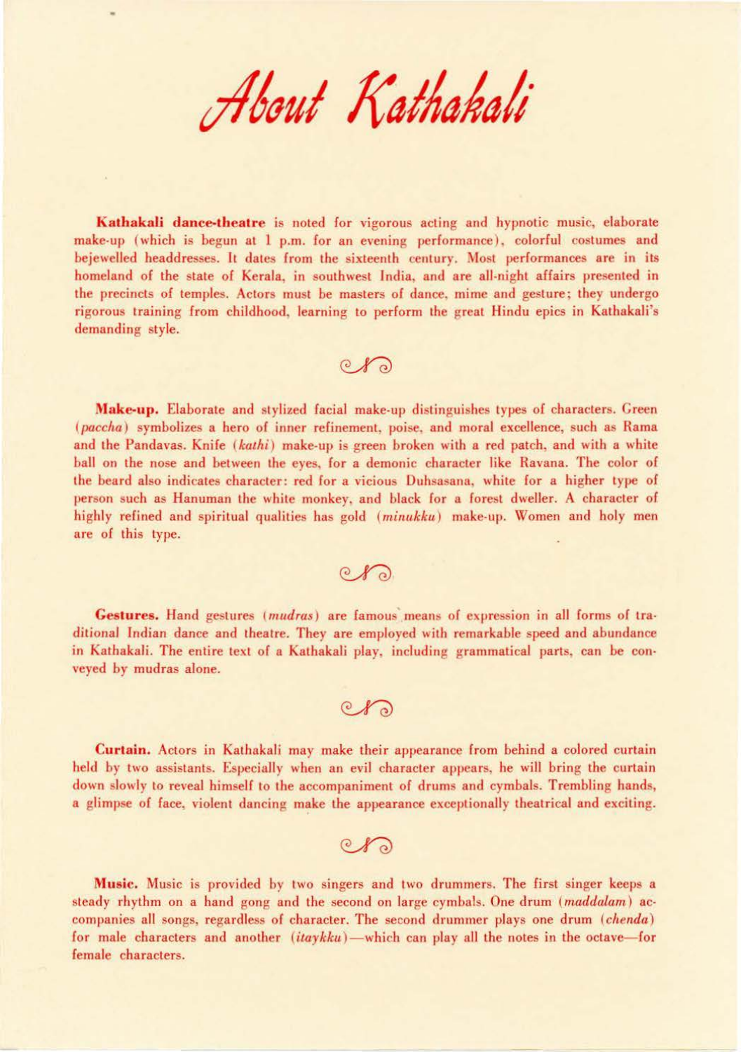# About Kathakali

**Kathakali dance-theatre** is noted for vigorous acting and hypnotic music, elaborate make-up (which is begun at 1 p.m. for an evening performance), colorful costumes and bejewelled headdresses. It dates from the sixteenth century. Most performances are in its homeland of the state of Kerala, in southwest India, and are all-night affairs presented in the precincts of temples. Actors must be masters of dance, mime and gesture; they undergo rigorous training from childhood, learning to perform the great Hindu epics in Kathakali's demanding style.

**Make-up.** Elaborate and stylized facial make-up distinguishes types of characters. Green (*paccha*) symbolizes a hero of inner refinement, poise, and moral excellence, such as Rama and the Pandavas. Knife (*kathi*) make-up is green broken with a red patch, and with a white ball on the nose and between the eyes, for a demonic character like Ravana. The color of the beard also indicates character: red for a vicious Duhsasana, white for a higher type of person such as Hanuman the white monkey, and black for a forest dweller. A character of highly refined and spiritual qualities has gold (*minukku*) make-up. Women and holy men are of this type.

**Gestures.** Hand gestures (*mudras*) are famous means of expression in all forms of traditional Indian dance and theatre. They are employed with remarkable speed and abundance in Kathakali. The entire text of a Kathakali play, including grammatical parts, can be conveyed by mudras alone.

**Curtain.** Actors in Kathakali may make their appearance from behind a colored curtain held by two assistants. Especially when an evil character appears, he will bring the curtain down slowly to reveal himself to the accompaniment of drums and cymbals. Trembling hands, a glimpse of face, violent dancing make the appearance exceptionally theatrical and exciting.

**Music.** Music is provided by two singers and two drummers. The first singer keeps a steady rhythm on a hand gong and the second on large cymbals. One drum (*maddalam*) accompanies all songs, regardless of character. The second drummer plays one drum (*chenda*) for male characters and another (*itaykku*)—which can play all the notes in the octave—for female characters.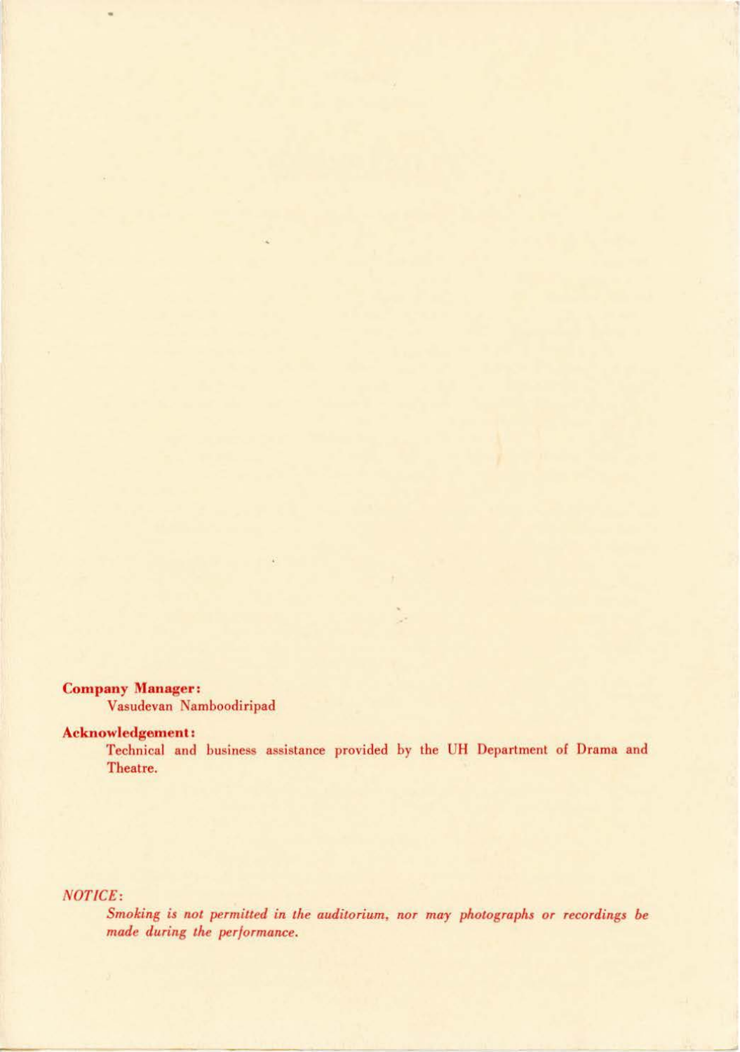**Company Manager:**
Vasudevan Namboodiripad

**Acknowledgement:**
Technical and business assistance provided by the UH Department of Drama and Theatre.

*NOTICE:*
*Smoking is not permitted in the auditorium, nor may photographs or recordings be made during the performance.*